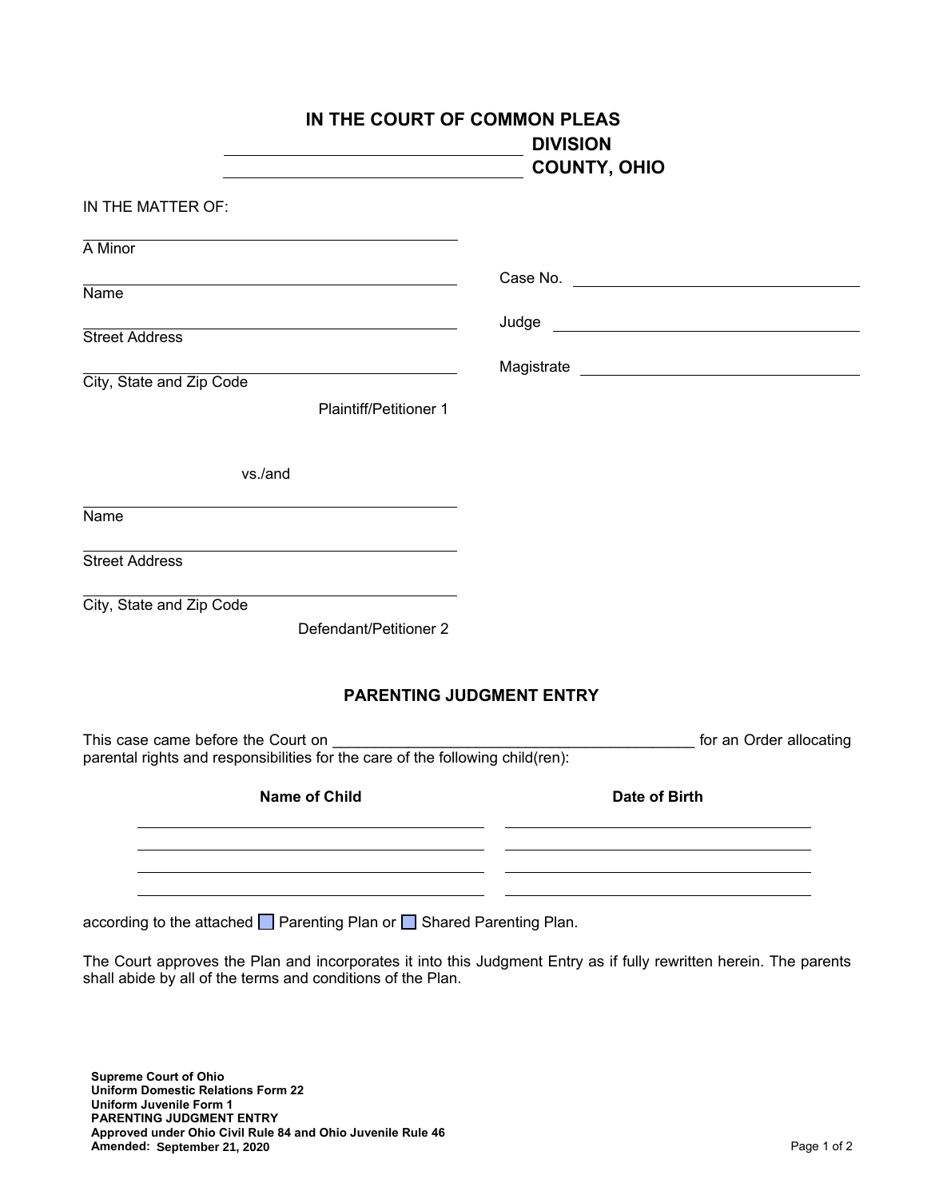# IN THE COURT OF COMMON PLEAS

______________________________ **DIVISION**

______________________________ **COUNTY, OHIO**

IN THE MATTER OF:

______________________________
A Minor

______________________________
Name

______________________________
Street Address

______________________________
City, State and Zip Code

Plaintiff/Petitioner 1

vs./and

______________________________
Name

______________________________
Street Address

______________________________
City, State and Zip Code

Defendant/Petitioner 2

Case No. ______________________________

Judge ______________________________

Magistrate ______________________________

## PARENTING JUDGMENT ENTRY

This case came before the Court on ____________________________________________ for an Order allocating parental rights and responsibilities for the care of the following child(ren):

| Name of Child | Date of Birth |
| --- | --- |
| | |
| | |
| | |
| | |

according to the attached ☐ Parenting Plan or ☐ Shared Parenting Plan.

The Court approves the Plan and incorporates it into this Judgment Entry as if fully rewritten herein. The parents shall abide by all of the terms and conditions of the Plan.

**Supreme Court of Ohio**
**Uniform Domestic Relations Form 22**
**Uniform Juvenile Form 1**
**PARENTING JUDGMENT ENTRY**
**Approved under Ohio Civil Rule 84 and Ohio Juvenile Rule 46**
**Amended: September 21, 2020**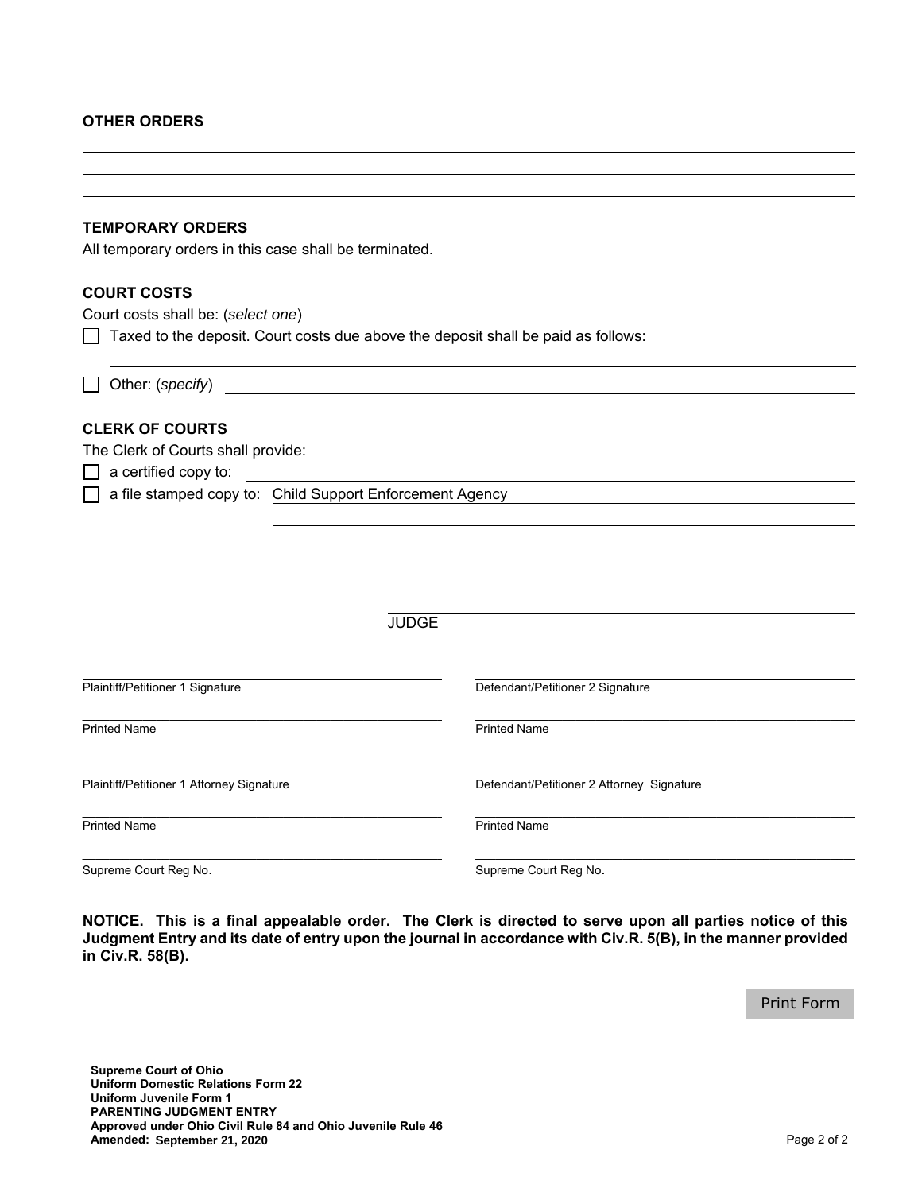**OTHER ORDERS**

______________________________________________________________________

______________________________________________________________________

______________________________________________________________________

**TEMPORARY ORDERS**

All temporary orders in this case shall be terminated.

**COURT COSTS**

Court costs shall be: (*select one*)

☐ Taxed to the deposit. Court costs due above the deposit shall be paid as follows:

______________________________________________________________________

☐ Other: (*specify*) ______________________________________________________

**CLERK OF COURTS**

The Clerk of Courts shall provide:

☐ a certified copy to: ______________________________________________________

☐ a file stamped copy to: Child Support Enforcement Agency

______________________________________________________________________

______________________________________________________________________

______________________________________________________________________
JUDGE

| | |
|---|---|
| Plaintiff/Petitioner 1 Signature | Defendant/Petitioner 2 Signature |
| Printed Name | Printed Name |
| Plaintiff/Petitioner 1 Attorney Signature | Defendant/Petitioner 2 Attorney Signature |
| Printed Name | Printed Name |
| Supreme Court Reg No. | Supreme Court Reg No. |

**NOTICE. This is a final appealable order. The Clerk is directed to serve upon all parties notice of this Judgment Entry and its date of entry upon the journal in accordance with Civ.R. 5(B), in the manner provided in Civ.R. 58(B).**

Print Form

**Supreme Court of Ohio**
**Uniform Domestic Relations Form 22**
**Uniform Juvenile Form 1**
**PARENTING JUDGMENT ENTRY**
**Approved under Ohio Civil Rule 84 and Ohio Juvenile Rule 46**
**Amended: September 21, 2020**